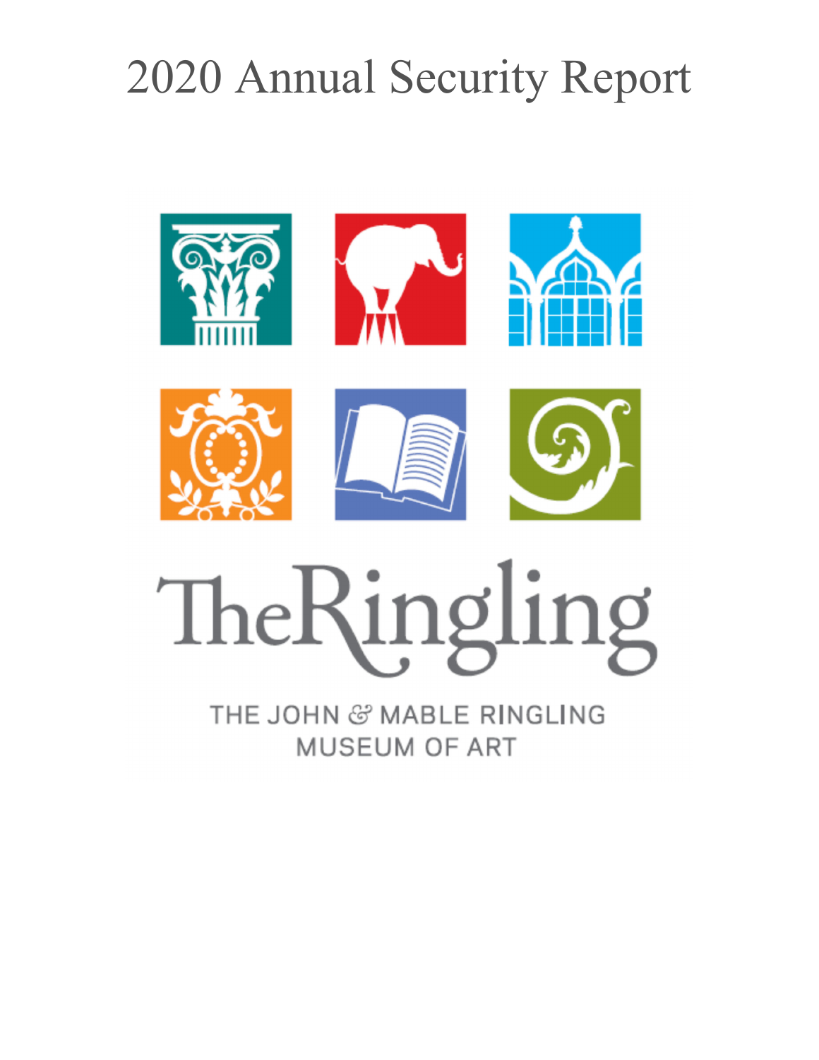# 2020 Annual Security Report

TheRingling

THE JOHN & MABLE RINGLING MUSEUM OF ART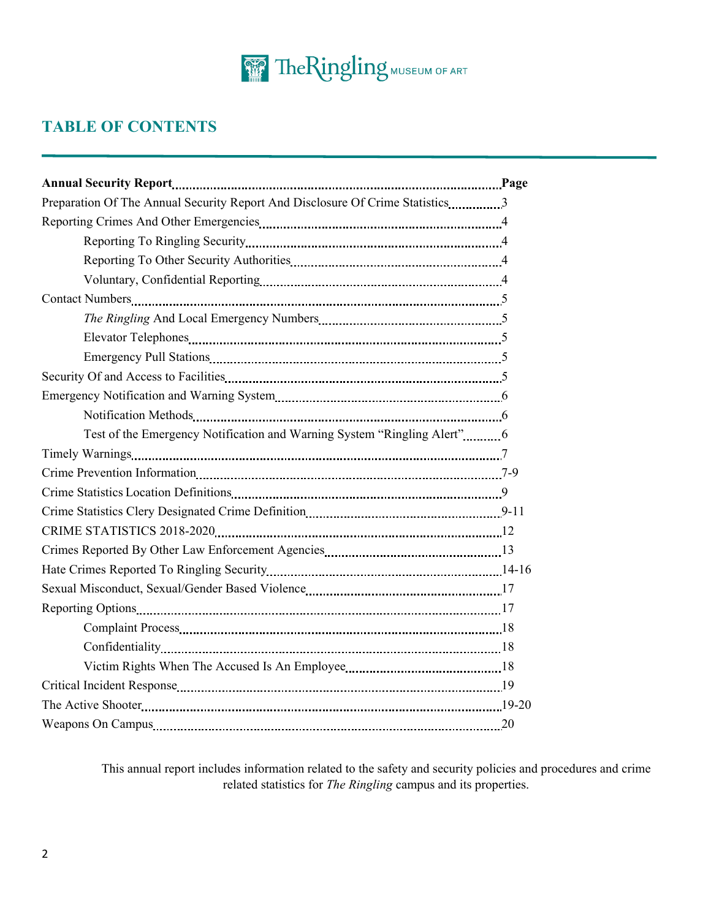The Ringling MUSEUM OF ART

## TABLE OF CONTENTS

| **Annual Security Report** | **Page** |
|---|---|
| Preparation Of The Annual Security Report And Disclosure Of Crime Statistics | 3 |
| Reporting Crimes And Other Emergencies | 4 |
| &nbsp;&nbsp;&nbsp;&nbsp;Reporting To Ringling Security | 4 |
| &nbsp;&nbsp;&nbsp;&nbsp;Reporting To Other Security Authorities | 4 |
| &nbsp;&nbsp;&nbsp;&nbsp;Voluntary, Confidential Reporting | 4 |
| Contact Numbers | 5 |
| &nbsp;&nbsp;&nbsp;&nbsp;*The Ringling* And Local Emergency Numbers | 5 |
| &nbsp;&nbsp;&nbsp;&nbsp;Elevator Telephones | 5 |
| &nbsp;&nbsp;&nbsp;&nbsp;Emergency Pull Stations | 5 |
| Security Of and Access to Facilities | 5 |
| Emergency Notification and Warning System | 6 |
| &nbsp;&nbsp;&nbsp;&nbsp;Notification Methods | 6 |
| &nbsp;&nbsp;&nbsp;&nbsp;Test of the Emergency Notification and Warning System "Ringling Alert" | 6 |
| Timely Warnings | 7 |
| Crime Prevention Information | 7-9 |
| Crime Statistics Location Definitions | 9 |
| Crime Statistics Clery Designated Crime Definition | 9-11 |
| CRIME STATISTICS 2018-2020 | 12 |
| Crimes Reported By Other Law Enforcement Agencies | 13 |
| Hate Crimes Reported To Ringling Security | 14-16 |
| Sexual Misconduct, Sexual/Gender Based Violence | 17 |
| Reporting Options | 17 |
| &nbsp;&nbsp;&nbsp;&nbsp;Complaint Process | 18 |
| &nbsp;&nbsp;&nbsp;&nbsp;Confidentiality | 18 |
| &nbsp;&nbsp;&nbsp;&nbsp;Victim Rights When The Accused Is An Employee | 18 |
| Critical Incident Response | 19 |
| The Active Shooter | 19-20 |
| Weapons On Campus | 20 |

This annual report includes information related to the safety and security policies and procedures and crime related statistics for *The Ringling* campus and its properties.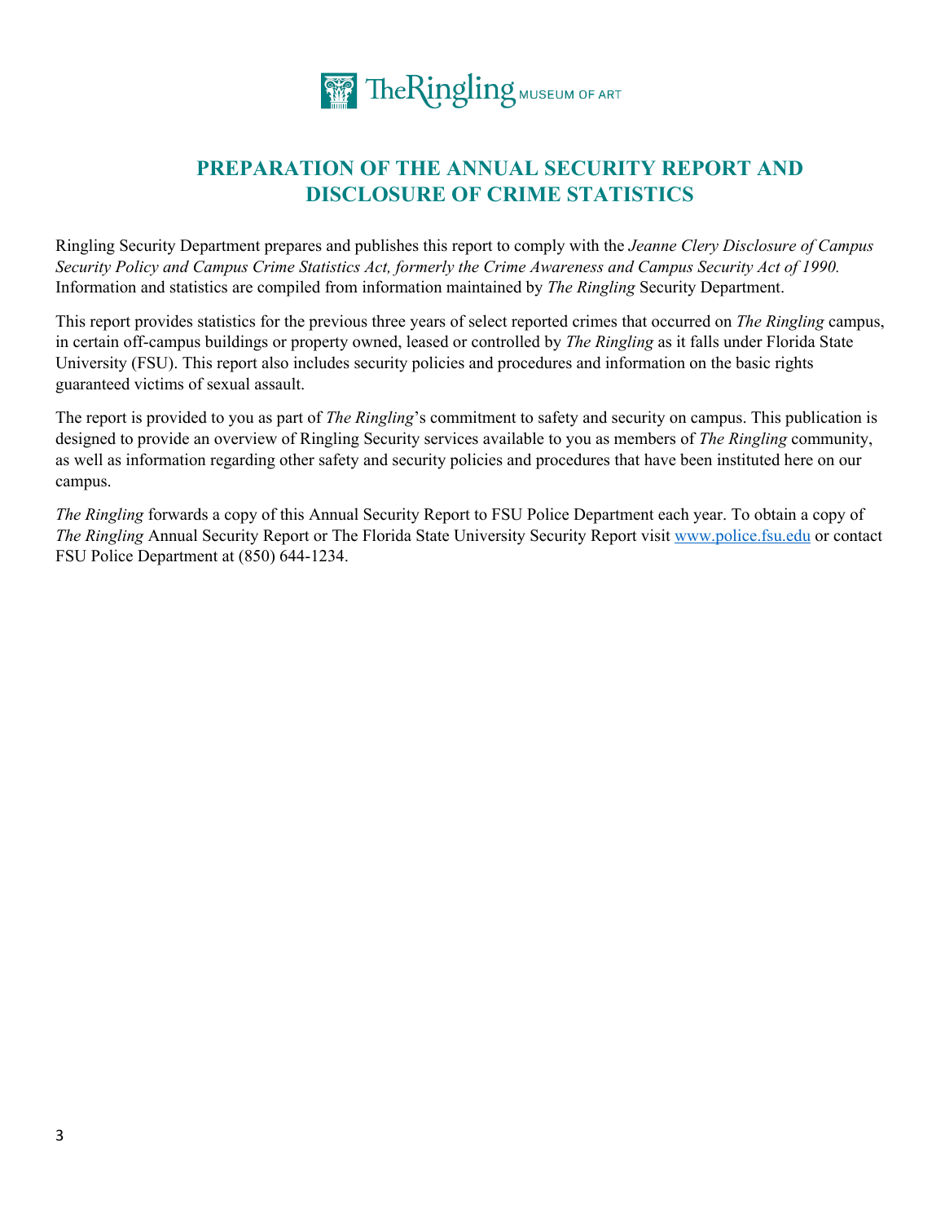# PREPARATION OF THE ANNUAL SECURITY REPORT AND DISCLOSURE OF CRIME STATISTICS

Ringling Security Department prepares and publishes this report to comply with the *Jeanne Clery Disclosure of Campus Security Policy and Campus Crime Statistics Act, formerly the Crime Awareness and Campus Security Act of 1990.* Information and statistics are compiled from information maintained by *The Ringling* Security Department.

This report provides statistics for the previous three years of select reported crimes that occurred on *The Ringling* campus, in certain off-campus buildings or property owned, leased or controlled by *The Ringling* as it falls under Florida State University (FSU). This report also includes security policies and procedures and information on the basic rights guaranteed victims of sexual assault.

The report is provided to you as part of *The Ringling*'s commitment to safety and security on campus. This publication is designed to provide an overview of Ringling Security services available to you as members of *The Ringling* community, as well as information regarding other safety and security policies and procedures that have been instituted here on our campus.

*The Ringling* forwards a copy of this Annual Security Report to FSU Police Department each year. To obtain a copy of *The Ringling* Annual Security Report or The Florida State University Security Report visit [www.police.fsu.edu](http://www.police.fsu.edu) or contact FSU Police Department at (850) 644-1234.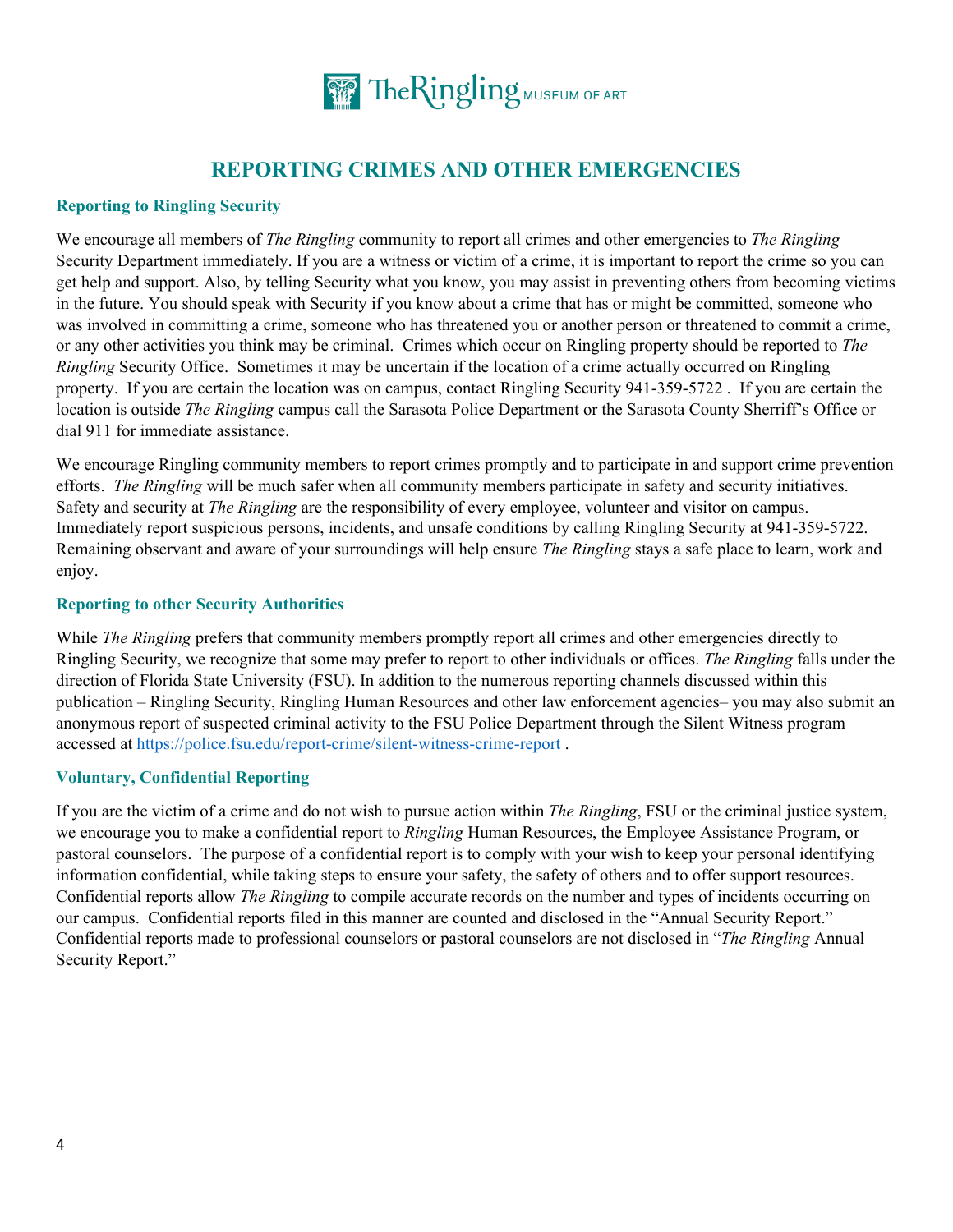## REPORTING CRIMES AND OTHER EMERGENCIES

### Reporting to Ringling Security

We encourage all members of *The Ringling* community to report all crimes and other emergencies to *The Ringling* Security Department immediately. If you are a witness or victim of a crime, it is important to report the crime so you can get help and support. Also, by telling Security what you know, you may assist in preventing others from becoming victims in the future. You should speak with Security if you know about a crime that has or might be committed, someone who was involved in committing a crime, someone who has threatened you or another person or threatened to commit a crime, or any other activities you think may be criminal. Crimes which occur on Ringling property should be reported to *The Ringling* Security Office. Sometimes it may be uncertain if the location of a crime actually occurred on Ringling property. If you are certain the location was on campus, contact Ringling Security 941-359-5722 . If you are certain the location is outside *The Ringling* campus call the Sarasota Police Department or the Sarasota County Sherriff's Office or dial 911 for immediate assistance.

We encourage Ringling community members to report crimes promptly and to participate in and support crime prevention efforts. *The Ringling* will be much safer when all community members participate in safety and security initiatives. Safety and security at *The Ringling* are the responsibility of every employee, volunteer and visitor on campus. Immediately report suspicious persons, incidents, and unsafe conditions by calling Ringling Security at 941-359-5722. Remaining observant and aware of your surroundings will help ensure *The Ringling* stays a safe place to learn, work and enjoy.

### Reporting to other Security Authorities

While *The Ringling* prefers that community members promptly report all crimes and other emergencies directly to Ringling Security, we recognize that some may prefer to report to other individuals or offices. *The Ringling* falls under the direction of Florida State University (FSU). In addition to the numerous reporting channels discussed within this publication – Ringling Security, Ringling Human Resources and other law enforcement agencies– you may also submit an anonymous report of suspected criminal activity to the FSU Police Department through the Silent Witness program accessed at https://police.fsu.edu/report-crime/silent-witness-crime-report .

### Voluntary, Confidential Reporting

If you are the victim of a crime and do not wish to pursue action within *The Ringling*, FSU or the criminal justice system, we encourage you to make a confidential report to *Ringling* Human Resources, the Employee Assistance Program, or pastoral counselors. The purpose of a confidential report is to comply with your wish to keep your personal identifying information confidential, while taking steps to ensure your safety, the safety of others and to offer support resources. Confidential reports allow *The Ringling* to compile accurate records on the number and types of incidents occurring on our campus. Confidential reports filed in this manner are counted and disclosed in the "Annual Security Report." Confidential reports made to professional counselors or pastoral counselors are not disclosed in "*The Ringling* Annual Security Report."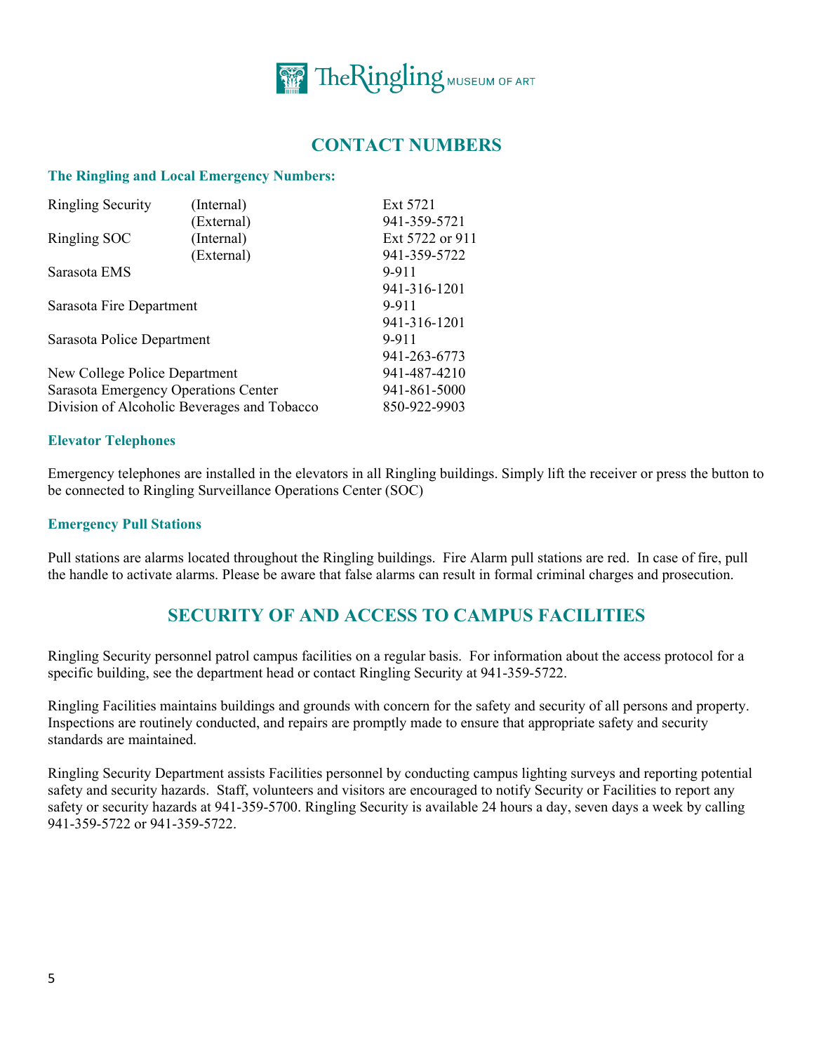# CONTACT NUMBERS

### The Ringling and Local Emergency Numbers:

| | | |
|---|---|---|
| Ringling Security | (Internal) | Ext 5721 |
| | (External) | 941-359-5721 |
| Ringling SOC | (Internal) | Ext 5722 or 911 |
| | (External) | 941-359-5722 |
| Sarasota EMS | | 9-911 |
| | | 941-316-1201 |
| Sarasota Fire Department | | 9-911 |
| | | 941-316-1201 |
| Sarasota Police Department | | 9-911 |
| | | 941-263-6773 |
| New College Police Department | | 941-487-4210 |
| Sarasota Emergency Operations Center | | 941-861-5000 |
| Division of Alcoholic Beverages and Tobacco | | 850-922-9903 |

### Elevator Telephones

Emergency telephones are installed in the elevators in all Ringling buildings. Simply lift the receiver or press the button to be connected to Ringling Surveillance Operations Center (SOC)

### Emergency Pull Stations

Pull stations are alarms located throughout the Ringling buildings. Fire Alarm pull stations are red. In case of fire, pull the handle to activate alarms. Please be aware that false alarms can result in formal criminal charges and prosecution.

# SECURITY OF AND ACCESS TO CAMPUS FACILITIES

Ringling Security personnel patrol campus facilities on a regular basis. For information about the access protocol for a specific building, see the department head or contact Ringling Security at 941-359-5722.

Ringling Facilities maintains buildings and grounds with concern for the safety and security of all persons and property. Inspections are routinely conducted, and repairs are promptly made to ensure that appropriate safety and security standards are maintained.

Ringling Security Department assists Facilities personnel by conducting campus lighting surveys and reporting potential safety and security hazards. Staff, volunteers and visitors are encouraged to notify Security or Facilities to report any safety or security hazards at 941-359-5700. Ringling Security is available 24 hours a day, seven days a week by calling 941-359-5722 or 941-359-5722.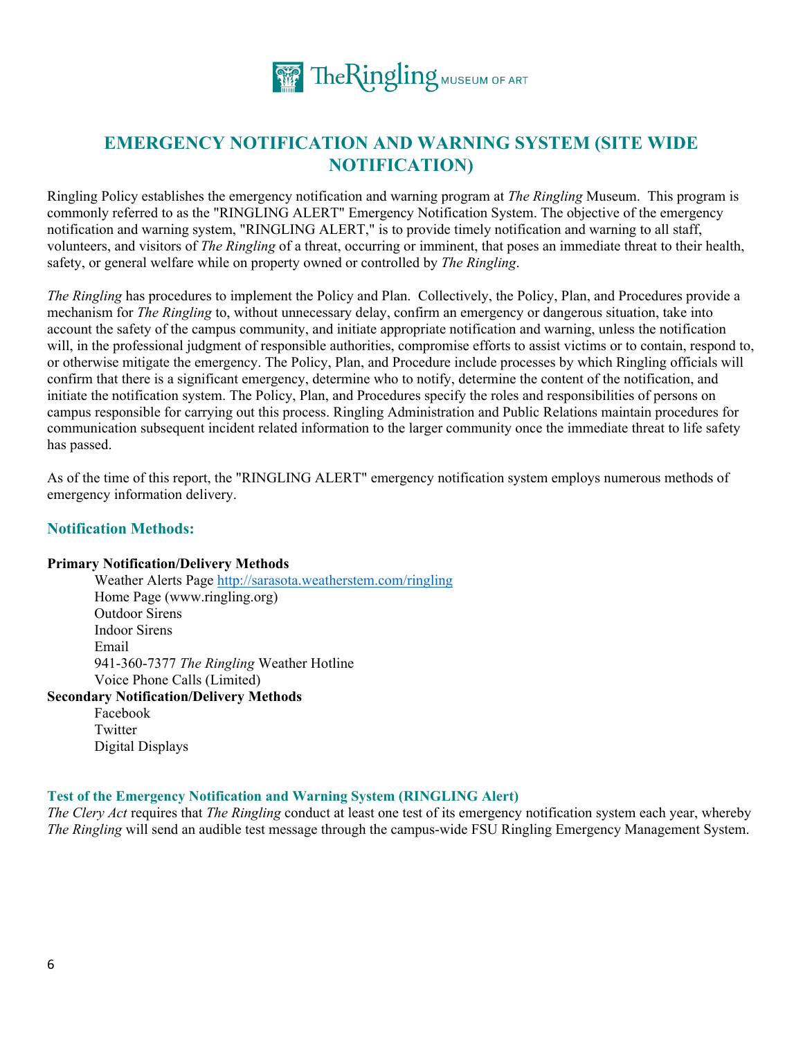# EMERGENCY NOTIFICATION AND WARNING SYSTEM (SITE WIDE NOTIFICATION)

Ringling Policy establishes the emergency notification and warning program at *The Ringling* Museum. This program is commonly referred to as the "RINGLING ALERT" Emergency Notification System. The objective of the emergency notification and warning system, "RINGLING ALERT," is to provide timely notification and warning to all staff, volunteers, and visitors of *The Ringling* of a threat, occurring or imminent, that poses an immediate threat to their health, safety, or general welfare while on property owned or controlled by *The Ringling*.

*The Ringling* has procedures to implement the Policy and Plan. Collectively, the Policy, Plan, and Procedures provide a mechanism for *The Ringling* to, without unnecessary delay, confirm an emergency or dangerous situation, take into account the safety of the campus community, and initiate appropriate notification and warning, unless the notification will, in the professional judgment of responsible authorities, compromise efforts to assist victims or to contain, respond to, or otherwise mitigate the emergency. The Policy, Plan, and Procedure include processes by which Ringling officials will confirm that there is a significant emergency, determine who to notify, determine the content of the notification, and initiate the notification system. The Policy, Plan, and Procedures specify the roles and responsibilities of persons on campus responsible for carrying out this process. Ringling Administration and Public Relations maintain procedures for communication subsequent incident related information to the larger community once the immediate threat to life safety has passed.

As of the time of this report, the "RINGLING ALERT" emergency notification system employs numerous methods of emergency information delivery.

## Notification Methods:

**Primary Notification/Delivery Methods**

- Weather Alerts Page http://sarasota.weatherstem.com/ringling
- Home Page (www.ringling.org)
- Outdoor Sirens
- Indoor Sirens
- Email
- 941-360-7377 *The Ringling* Weather Hotline
- Voice Phone Calls (Limited)

**Secondary Notification/Delivery Methods**

- Facebook
- Twitter
- Digital Displays

### Test of the Emergency Notification and Warning System (RINGLING Alert)

*The Clery Act* requires that *The Ringling* conduct at least one test of its emergency notification system each year, whereby *The Ringling* will send an audible test message through the campus-wide FSU Ringling Emergency Management System.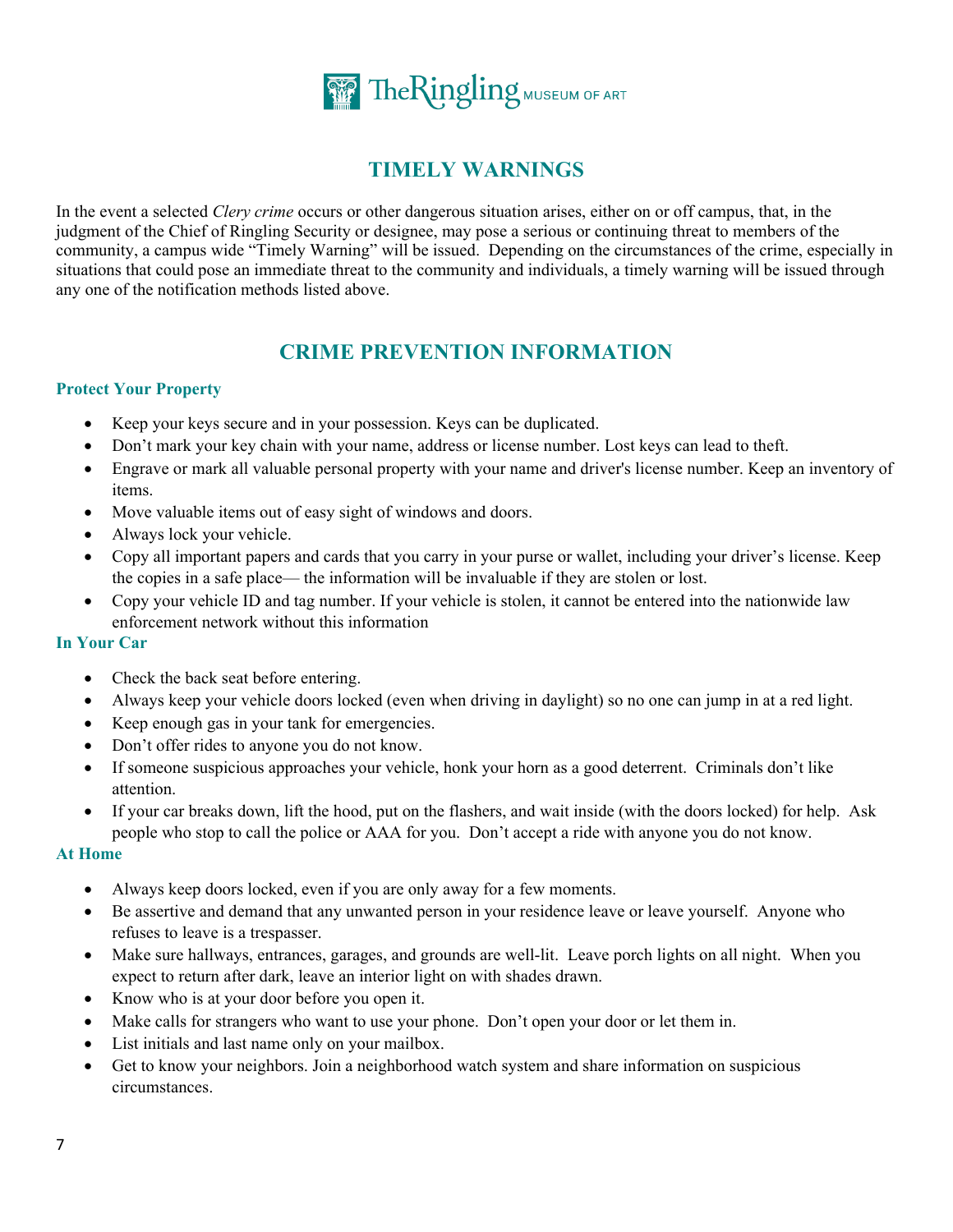## TIMELY WARNINGS

In the event a selected *Clery crime* occurs or other dangerous situation arises, either on or off campus, that, in the judgment of the Chief of Ringling Security or designee, may pose a serious or continuing threat to members of the community, a campus wide "Timely Warning" will be issued. Depending on the circumstances of the crime, especially in situations that could pose an immediate threat to the community and individuals, a timely warning will be issued through any one of the notification methods listed above.

## CRIME PREVENTION INFORMATION

### Protect Your Property

- Keep your keys secure and in your possession. Keys can be duplicated.
- Don't mark your key chain with your name, address or license number. Lost keys can lead to theft.
- Engrave or mark all valuable personal property with your name and driver's license number. Keep an inventory of items.
- Move valuable items out of easy sight of windows and doors.
- Always lock your vehicle.
- Copy all important papers and cards that you carry in your purse or wallet, including your driver's license. Keep the copies in a safe place— the information will be invaluable if they are stolen or lost.
- Copy your vehicle ID and tag number. If your vehicle is stolen, it cannot be entered into the nationwide law enforcement network without this information

### In Your Car

- Check the back seat before entering.
- Always keep your vehicle doors locked (even when driving in daylight) so no one can jump in at a red light.
- Keep enough gas in your tank for emergencies.
- Don't offer rides to anyone you do not know.
- If someone suspicious approaches your vehicle, honk your horn as a good deterrent. Criminals don't like attention.
- If your car breaks down, lift the hood, put on the flashers, and wait inside (with the doors locked) for help. Ask people who stop to call the police or AAA for you. Don't accept a ride with anyone you do not know.

### At Home

- Always keep doors locked, even if you are only away for a few moments.
- Be assertive and demand that any unwanted person in your residence leave or leave yourself. Anyone who refuses to leave is a trespasser.
- Make sure hallways, entrances, garages, and grounds are well-lit. Leave porch lights on all night. When you expect to return after dark, leave an interior light on with shades drawn.
- Know who is at your door before you open it.
- Make calls for strangers who want to use your phone. Don't open your door or let them in.
- List initials and last name only on your mailbox.
- Get to know your neighbors. Join a neighborhood watch system and share information on suspicious circumstances.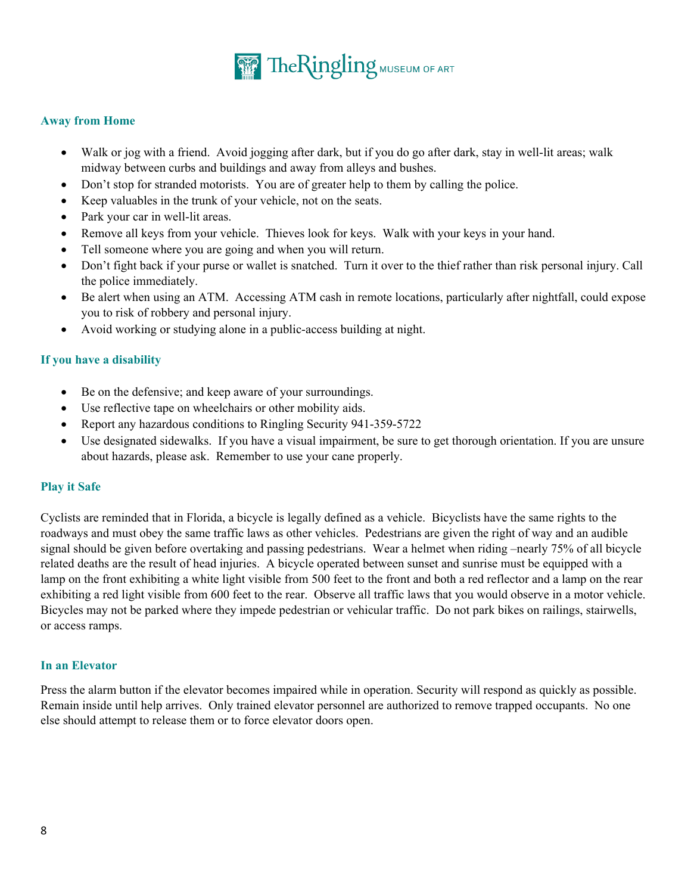## Away from Home

- Walk or jog with a friend. Avoid jogging after dark, but if you do go after dark, stay in well-lit areas; walk midway between curbs and buildings and away from alleys and bushes.
- Don't stop for stranded motorists. You are of greater help to them by calling the police.
- Keep valuables in the trunk of your vehicle, not on the seats.
- Park your car in well-lit areas.
- Remove all keys from your vehicle. Thieves look for keys. Walk with your keys in your hand.
- Tell someone where you are going and when you will return.
- Don't fight back if your purse or wallet is snatched. Turn it over to the thief rather than risk personal injury. Call the police immediately.
- Be alert when using an ATM. Accessing ATM cash in remote locations, particularly after nightfall, could expose you to risk of robbery and personal injury.
- Avoid working or studying alone in a public-access building at night.

## If you have a disability

- Be on the defensive; and keep aware of your surroundings.
- Use reflective tape on wheelchairs or other mobility aids.
- Report any hazardous conditions to Ringling Security 941-359-5722
- Use designated sidewalks. If you have a visual impairment, be sure to get thorough orientation. If you are unsure about hazards, please ask. Remember to use your cane properly.

## Play it Safe

Cyclists are reminded that in Florida, a bicycle is legally defined as a vehicle. Bicyclists have the same rights to the roadways and must obey the same traffic laws as other vehicles. Pedestrians are given the right of way and an audible signal should be given before overtaking and passing pedestrians. Wear a helmet when riding –nearly 75% of all bicycle related deaths are the result of head injuries. A bicycle operated between sunset and sunrise must be equipped with a lamp on the front exhibiting a white light visible from 500 feet to the front and both a red reflector and a lamp on the rear exhibiting a red light visible from 600 feet to the rear. Observe all traffic laws that you would observe in a motor vehicle. Bicycles may not be parked where they impede pedestrian or vehicular traffic. Do not park bikes on railings, stairwells, or access ramps.

## In an Elevator

Press the alarm button if the elevator becomes impaired while in operation. Security will respond as quickly as possible. Remain inside until help arrives. Only trained elevator personnel are authorized to remove trapped occupants. No one else should attempt to release them or to force elevator doors open.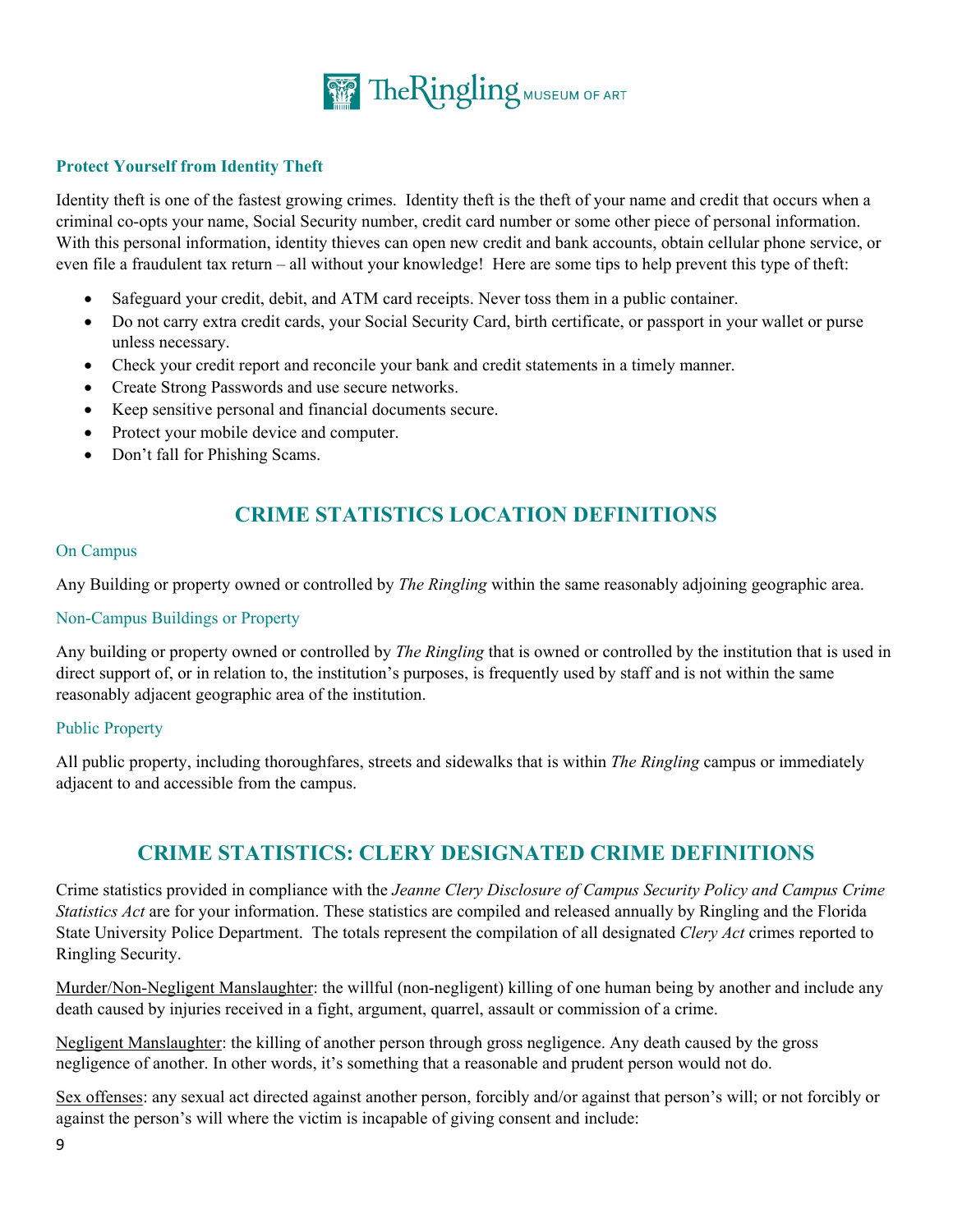### Protect Yourself from Identity Theft

Identity theft is one of the fastest growing crimes. Identity theft is the theft of your name and credit that occurs when a criminal co-opts your name, Social Security number, credit card number or some other piece of personal information. With this personal information, identity thieves can open new credit and bank accounts, obtain cellular phone service, or even file a fraudulent tax return – all without your knowledge! Here are some tips to help prevent this type of theft:

- Safeguard your credit, debit, and ATM card receipts. Never toss them in a public container.
- Do not carry extra credit cards, your Social Security Card, birth certificate, or passport in your wallet or purse unless necessary.
- Check your credit report and reconcile your bank and credit statements in a timely manner.
- Create Strong Passwords and use secure networks.
- Keep sensitive personal and financial documents secure.
- Protect your mobile device and computer.
- Don't fall for Phishing Scams.

## CRIME STATISTICS LOCATION DEFINITIONS

### On Campus

Any Building or property owned or controlled by *The Ringling* within the same reasonably adjoining geographic area.

### Non-Campus Buildings or Property

Any building or property owned or controlled by *The Ringling* that is owned or controlled by the institution that is used in direct support of, or in relation to, the institution's purposes, is frequently used by staff and is not within the same reasonably adjacent geographic area of the institution.

### Public Property

All public property, including thoroughfares, streets and sidewalks that is within *The Ringling* campus or immediately adjacent to and accessible from the campus.

## CRIME STATISTICS: CLERY DESIGNATED CRIME DEFINITIONS

Crime statistics provided in compliance with the *Jeanne Clery Disclosure of Campus Security Policy and Campus Crime Statistics Act* are for your information. These statistics are compiled and released annually by Ringling and the Florida State University Police Department. The totals represent the compilation of all designated *Clery Act* crimes reported to Ringling Security.

<u>Murder/Non-Negligent Manslaughter</u>: the willful (non-negligent) killing of one human being by another and include any death caused by injuries received in a fight, argument, quarrel, assault or commission of a crime.

<u>Negligent Manslaughter</u>: the killing of another person through gross negligence. Any death caused by the gross negligence of another. In other words, it's something that a reasonable and prudent person would not do.

<u>Sex offenses</u>: any sexual act directed against another person, forcibly and/or against that person's will; or not forcibly or against the person's will where the victim is incapable of giving consent and include: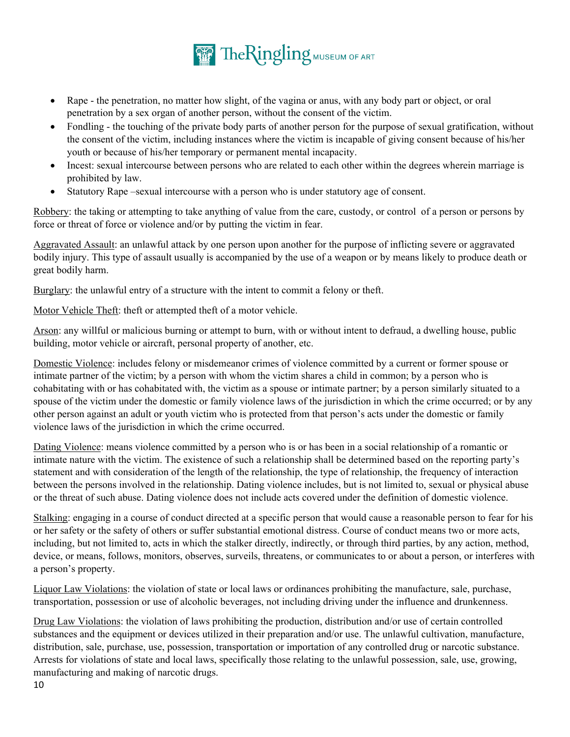- Rape - the penetration, no matter how slight, of the vagina or anus, with any body part or object, or oral penetration by a sex organ of another person, without the consent of the victim.
- Fondling - the touching of the private body parts of another person for the purpose of sexual gratification, without the consent of the victim, including instances where the victim is incapable of giving consent because of his/her youth or because of his/her temporary or permanent mental incapacity.
- Incest: sexual intercourse between persons who are related to each other within the degrees wherein marriage is prohibited by law.
- Statutory Rape –sexual intercourse with a person who is under statutory age of consent.

<u>Robbery</u>: the taking or attempting to take anything of value from the care, custody, or control of a person or persons by force or threat of force or violence and/or by putting the victim in fear.

<u>Aggravated Assault</u>: an unlawful attack by one person upon another for the purpose of inflicting severe or aggravated bodily injury. This type of assault usually is accompanied by the use of a weapon or by means likely to produce death or great bodily harm.

<u>Burglary</u>: the unlawful entry of a structure with the intent to commit a felony or theft.

<u>Motor Vehicle Theft</u>: theft or attempted theft of a motor vehicle.

<u>Arson</u>: any willful or malicious burning or attempt to burn, with or without intent to defraud, a dwelling house, public building, motor vehicle or aircraft, personal property of another, etc.

<u>Domestic Violence</u>: includes felony or misdemeanor crimes of violence committed by a current or former spouse or intimate partner of the victim; by a person with whom the victim shares a child in common; by a person who is cohabitating with or has cohabitated with, the victim as a spouse or intimate partner; by a person similarly situated to a spouse of the victim under the domestic or family violence laws of the jurisdiction in which the crime occurred; or by any other person against an adult or youth victim who is protected from that person's acts under the domestic or family violence laws of the jurisdiction in which the crime occurred.

<u>Dating Violence</u>: means violence committed by a person who is or has been in a social relationship of a romantic or intimate nature with the victim. The existence of such a relationship shall be determined based on the reporting party's statement and with consideration of the length of the relationship, the type of relationship, the frequency of interaction between the persons involved in the relationship. Dating violence includes, but is not limited to, sexual or physical abuse or the threat of such abuse. Dating violence does not include acts covered under the definition of domestic violence.

<u>Stalking</u>: engaging in a course of conduct directed at a specific person that would cause a reasonable person to fear for his or her safety or the safety of others or suffer substantial emotional distress. Course of conduct means two or more acts, including, but not limited to, acts in which the stalker directly, indirectly, or through third parties, by any action, method, device, or means, follows, monitors, observes, surveils, threatens, or communicates to or about a person, or interferes with a person's property.

<u>Liquor Law Violations</u>: the violation of state or local laws or ordinances prohibiting the manufacture, sale, purchase, transportation, possession or use of alcoholic beverages, not including driving under the influence and drunkenness.

<u>Drug Law Violations</u>: the violation of laws prohibiting the production, distribution and/or use of certain controlled substances and the equipment or devices utilized in their preparation and/or use. The unlawful cultivation, manufacture, distribution, sale, purchase, use, possession, transportation or importation of any controlled drug or narcotic substance. Arrests for violations of state and local laws, specifically those relating to the unlawful possession, sale, use, growing, manufacturing and making of narcotic drugs.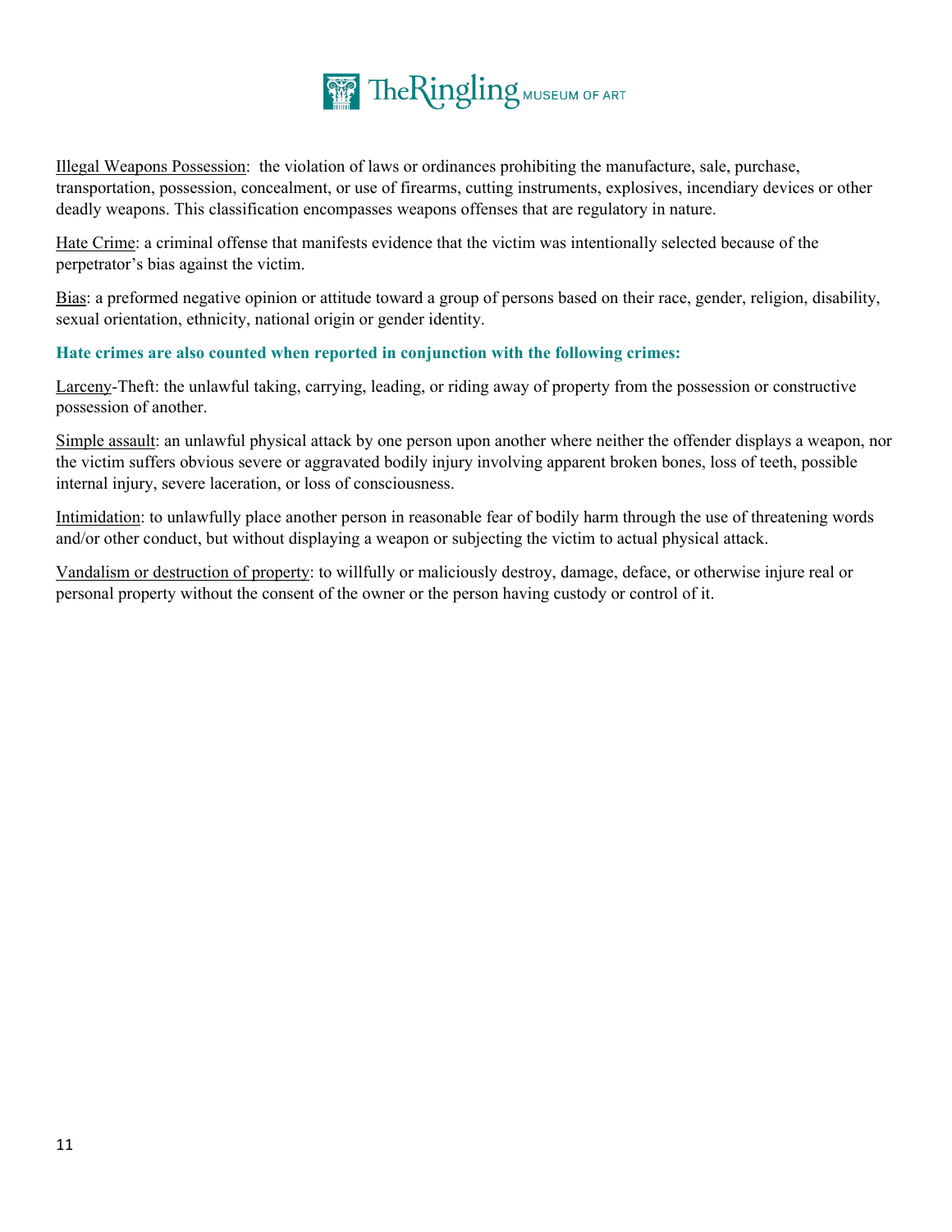Illegal Weapons Possession: the violation of laws or ordinances prohibiting the manufacture, sale, purchase, transportation, possession, concealment, or use of firearms, cutting instruments, explosives, incendiary devices or other deadly weapons. This classification encompasses weapons offenses that are regulatory in nature.

Hate Crime: a criminal offense that manifests evidence that the victim was intentionally selected because of the perpetrator's bias against the victim.

Bias: a preformed negative opinion or attitude toward a group of persons based on their race, gender, religion, disability, sexual orientation, ethnicity, national origin or gender identity.

**Hate crimes are also counted when reported in conjunction with the following crimes:**

Larceny-Theft: the unlawful taking, carrying, leading, or riding away of property from the possession or constructive possession of another.

Simple assault: an unlawful physical attack by one person upon another where neither the offender displays a weapon, nor the victim suffers obvious severe or aggravated bodily injury involving apparent broken bones, loss of teeth, possible internal injury, severe laceration, or loss of consciousness.

Intimidation: to unlawfully place another person in reasonable fear of bodily harm through the use of threatening words and/or other conduct, but without displaying a weapon or subjecting the victim to actual physical attack.

Vandalism or destruction of property: to willfully or maliciously destroy, damage, deface, or otherwise injure real or personal property without the consent of the owner or the person having custody or control of it.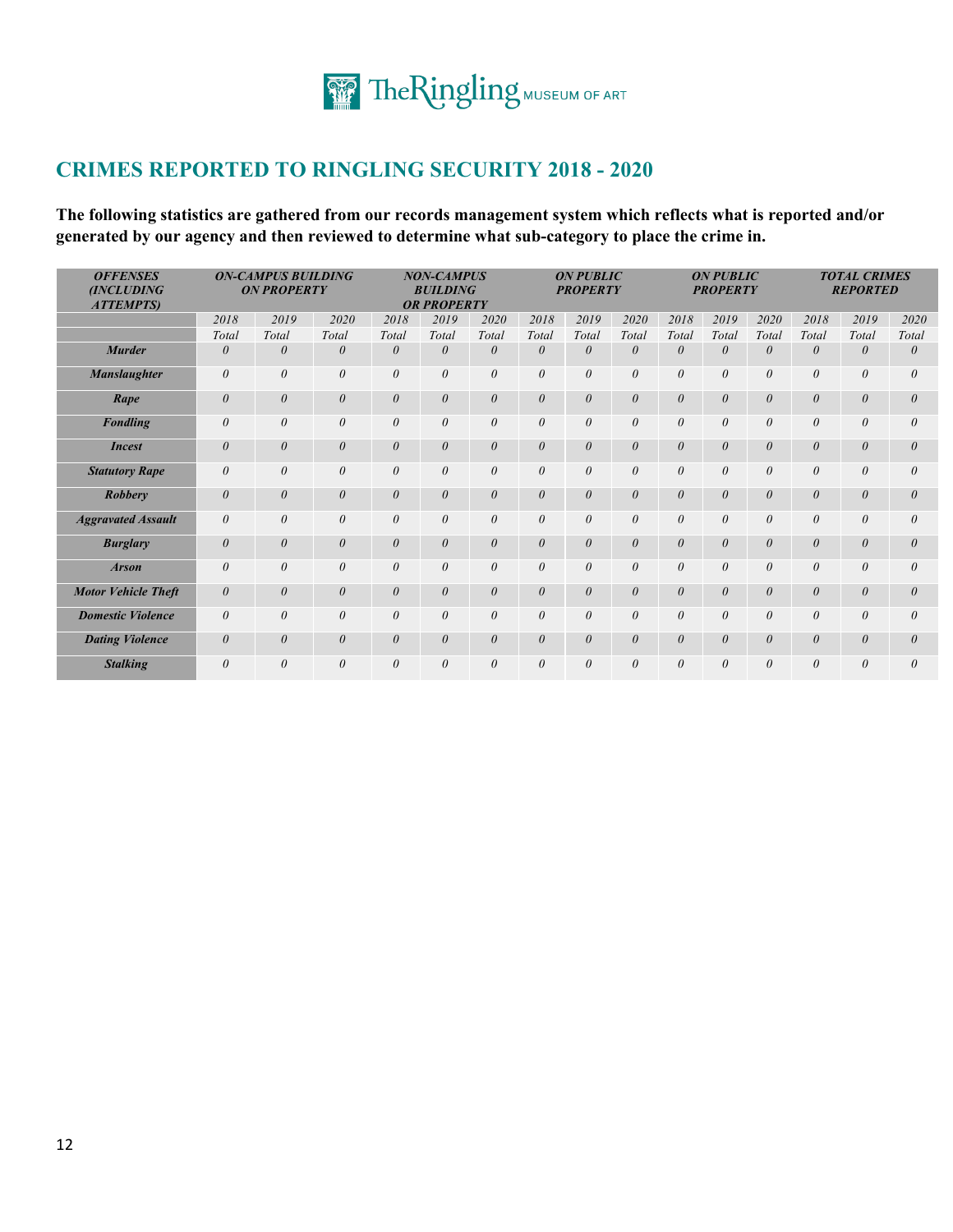TheRingling MUSEUM OF ART

## CRIMES REPORTED TO RINGLING SECURITY 2018 - 2020

**The following statistics are gathered from our records management system which reflects what is reported and/or generated by our agency and then reviewed to determine what sub-category to place the crime in.**

| OFFENSES (INCLUDING ATTEMPTS) | ON-CAMPUS BUILDING ON PROPERTY | | | NON-CAMPUS BUILDING OR PROPERTY | | | ON PUBLIC PROPERTY | | | ON PUBLIC PROPERTY | | | TOTAL CRIMES REPORTED | | |
|---|---|---|---|---|---|---|---|---|---|---|---|---|---|---|---|
| | 2018 | 2019 | 2020 | 2018 | 2019 | 2020 | 2018 | 2019 | 2020 | 2018 | 2019 | 2020 | 2018 | 2019 | 2020 |
| | Total | Total | Total | Total | Total | Total | Total | Total | Total | Total | Total | Total | Total | Total | Total |
| Murder | 0 | 0 | 0 | 0 | 0 | 0 | 0 | 0 | 0 | 0 | 0 | 0 | 0 | 0 | 0 |
| Manslaughter | 0 | 0 | 0 | 0 | 0 | 0 | 0 | 0 | 0 | 0 | 0 | 0 | 0 | 0 | 0 |
| Rape | 0 | 0 | 0 | 0 | 0 | 0 | 0 | 0 | 0 | 0 | 0 | 0 | 0 | 0 | 0 |
| Fondling | 0 | 0 | 0 | 0 | 0 | 0 | 0 | 0 | 0 | 0 | 0 | 0 | 0 | 0 | 0 |
| Incest | 0 | 0 | 0 | 0 | 0 | 0 | 0 | 0 | 0 | 0 | 0 | 0 | 0 | 0 | 0 |
| Statutory Rape | 0 | 0 | 0 | 0 | 0 | 0 | 0 | 0 | 0 | 0 | 0 | 0 | 0 | 0 | 0 |
| Robbery | 0 | 0 | 0 | 0 | 0 | 0 | 0 | 0 | 0 | 0 | 0 | 0 | 0 | 0 | 0 |
| Aggravated Assault | 0 | 0 | 0 | 0 | 0 | 0 | 0 | 0 | 0 | 0 | 0 | 0 | 0 | 0 | 0 |
| Burglary | 0 | 0 | 0 | 0 | 0 | 0 | 0 | 0 | 0 | 0 | 0 | 0 | 0 | 0 | 0 |
| Arson | 0 | 0 | 0 | 0 | 0 | 0 | 0 | 0 | 0 | 0 | 0 | 0 | 0 | 0 | 0 |
| Motor Vehicle Theft | 0 | 0 | 0 | 0 | 0 | 0 | 0 | 0 | 0 | 0 | 0 | 0 | 0 | 0 | 0 |
| Domestic Violence | 0 | 0 | 0 | 0 | 0 | 0 | 0 | 0 | 0 | 0 | 0 | 0 | 0 | 0 | 0 |
| Dating Violence | 0 | 0 | 0 | 0 | 0 | 0 | 0 | 0 | 0 | 0 | 0 | 0 | 0 | 0 | 0 |
| Stalking | 0 | 0 | 0 | 0 | 0 | 0 | 0 | 0 | 0 | 0 | 0 | 0 | 0 | 0 | 0 |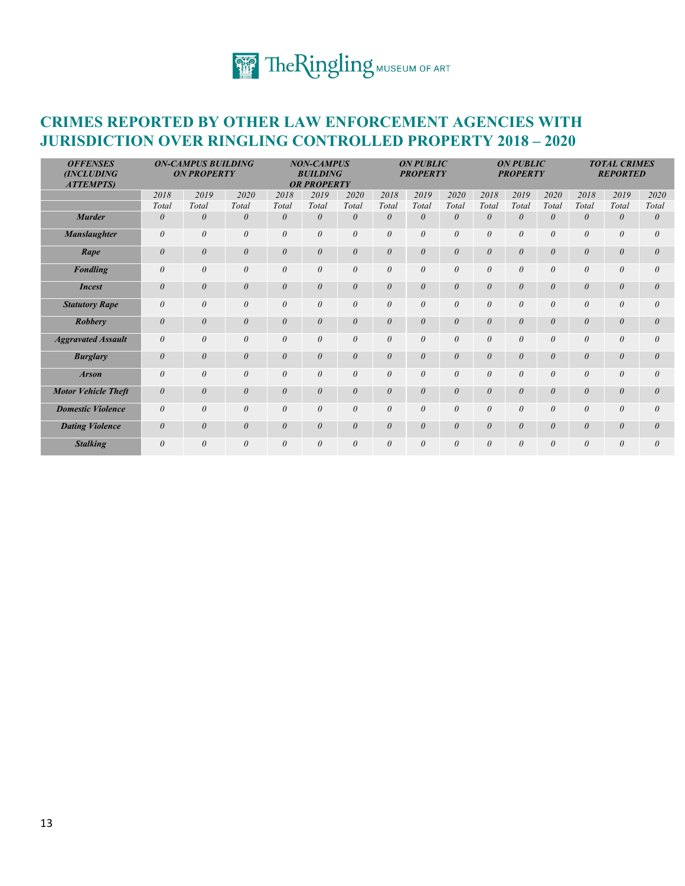## CRIMES REPORTED BY OTHER LAW ENFORCEMENT AGENCIES WITH JURISDICTION OVER RINGLING CONTROLLED PROPERTY 2018 – 2020

| *OFFENSES (INCLUDING ATTEMPTS)* | *ON-CAMPUS BUILDING ON PROPERTY* | | | *NON-CAMPUS BUILDING OR PROPERTY* | | | *ON PUBLIC PROPERTY* | | | *ON PUBLIC PROPERTY* | | | *TOTAL CRIMES REPORTED* | | |
|---|---|---|---|---|---|---|---|---|---|---|---|---|---|---|---|
| | *2018 Total* | *2019 Total* | *2020 Total* | *2018 Total* | *2019 Total* | *2020 Total* | *2018 Total* | *2019 Total* | *2020 Total* | *2018 Total* | *2019 Total* | *2020 Total* | *2018 Total* | *2019 Total* | *2020 Total* |
| ***Murder*** | *0* | *0* | *0* | *0* | *0* | *0* | *0* | *0* | *0* | *0* | *0* | *0* | *0* | *0* | *0* |
| ***Manslaughter*** | *0* | *0* | *0* | *0* | *0* | *0* | *0* | *0* | *0* | *0* | *0* | *0* | *0* | *0* | *0* |
| ***Rape*** | *0* | *0* | *0* | *0* | *0* | *0* | *0* | *0* | *0* | *0* | *0* | *0* | *0* | *0* | *0* |
| ***Fondling*** | *0* | *0* | *0* | *0* | *0* | *0* | *0* | *0* | *0* | *0* | *0* | *0* | *0* | *0* | *0* |
| ***Incest*** | *0* | *0* | *0* | *0* | *0* | *0* | *0* | *0* | *0* | *0* | *0* | *0* | *0* | *0* | *0* |
| ***Statutory Rape*** | *0* | *0* | *0* | *0* | *0* | *0* | *0* | *0* | *0* | *0* | *0* | *0* | *0* | *0* | *0* |
| ***Robbery*** | *0* | *0* | *0* | *0* | *0* | *0* | *0* | *0* | *0* | *0* | *0* | *0* | *0* | *0* | *0* |
| ***Aggravated Assault*** | *0* | *0* | *0* | *0* | *0* | *0* | *0* | *0* | *0* | *0* | *0* | *0* | *0* | *0* | *0* |
| ***Burglary*** | *0* | *0* | *0* | *0* | *0* | *0* | *0* | *0* | *0* | *0* | *0* | *0* | *0* | *0* | *0* |
| ***Arson*** | *0* | *0* | *0* | *0* | *0* | *0* | *0* | *0* | *0* | *0* | *0* | *0* | *0* | *0* | *0* |
| ***Motor Vehicle Theft*** | *0* | *0* | *0* | *0* | *0* | *0* | *0* | *0* | *0* | *0* | *0* | *0* | *0* | *0* | *0* |
| ***Domestic Violence*** | *0* | *0* | *0* | *0* | *0* | *0* | *0* | *0* | *0* | *0* | *0* | *0* | *0* | *0* | *0* |
| ***Dating Violence*** | *0* | *0* | *0* | *0* | *0* | *0* | *0* | *0* | *0* | *0* | *0* | *0* | *0* | *0* | *0* |
| ***Stalking*** | *0* | *0* | *0* | *0* | *0* | *0* | *0* | *0* | *0* | *0* | *0* | *0* | *0* | *0* | *0* |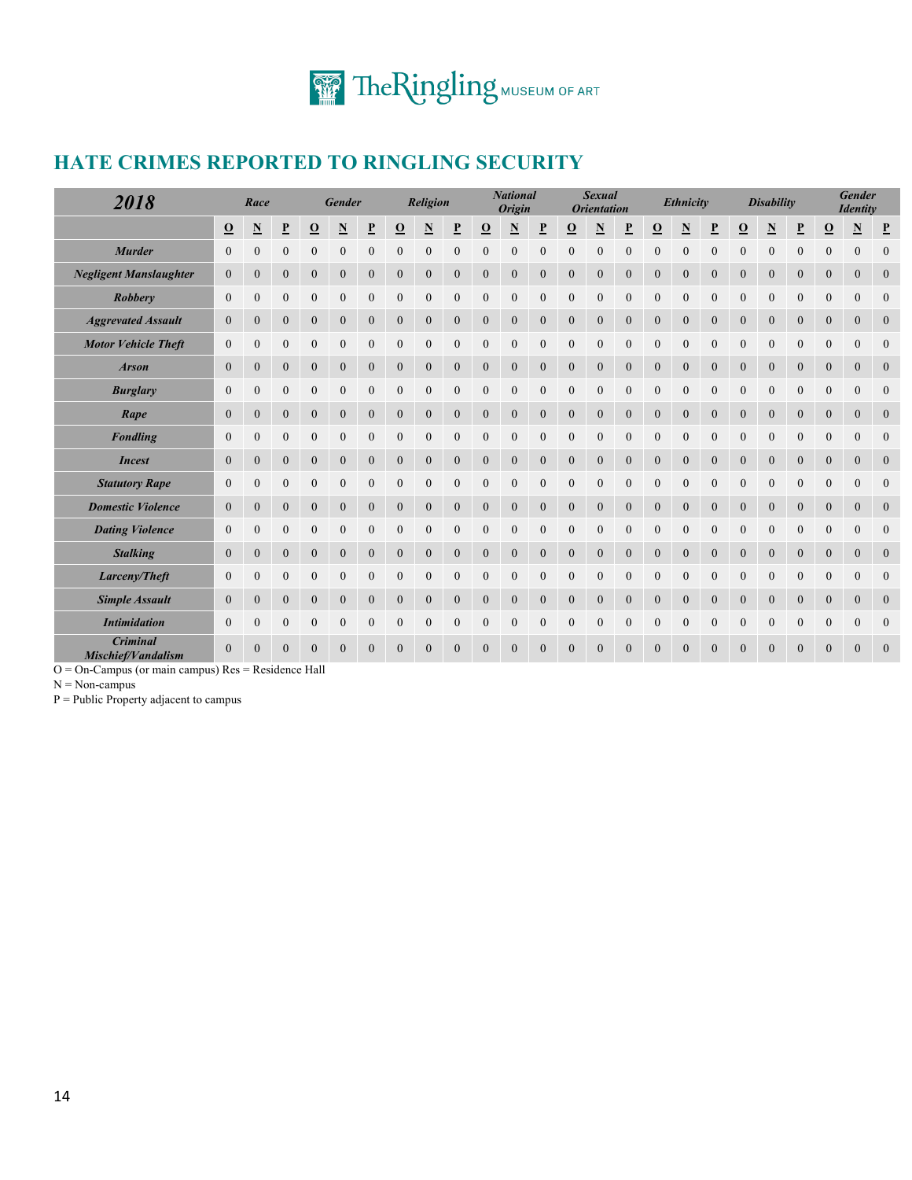## HATE CRIMES REPORTED TO RINGLING SECURITY

| 2018 | Race | | | Gender | | | Religion | | | National Origin | | | Sexual Orientation | | | Ethnicity | | | Disability | | | Gender Identity | | |
|---|---|---|---|---|---|---|---|---|---|---|---|---|---|---|---|---|---|---|---|---|---|---|---|---|
| | O | N | P | O | N | P | O | N | P | O | N | P | O | N | P | O | N | P | O | N | P | O | N | P |
| Murder | 0 | 0 | 0 | 0 | 0 | 0 | 0 | 0 | 0 | 0 | 0 | 0 | 0 | 0 | 0 | 0 | 0 | 0 | 0 | 0 | 0 | 0 | 0 | 0 |
| Negligent Manslaughter | 0 | 0 | 0 | 0 | 0 | 0 | 0 | 0 | 0 | 0 | 0 | 0 | 0 | 0 | 0 | 0 | 0 | 0 | 0 | 0 | 0 | 0 | 0 | 0 |
| Robbery | 0 | 0 | 0 | 0 | 0 | 0 | 0 | 0 | 0 | 0 | 0 | 0 | 0 | 0 | 0 | 0 | 0 | 0 | 0 | 0 | 0 | 0 | 0 | 0 |
| Aggravated Assault | 0 | 0 | 0 | 0 | 0 | 0 | 0 | 0 | 0 | 0 | 0 | 0 | 0 | 0 | 0 | 0 | 0 | 0 | 0 | 0 | 0 | 0 | 0 | 0 |
| Motor Vehicle Theft | 0 | 0 | 0 | 0 | 0 | 0 | 0 | 0 | 0 | 0 | 0 | 0 | 0 | 0 | 0 | 0 | 0 | 0 | 0 | 0 | 0 | 0 | 0 | 0 |
| Arson | 0 | 0 | 0 | 0 | 0 | 0 | 0 | 0 | 0 | 0 | 0 | 0 | 0 | 0 | 0 | 0 | 0 | 0 | 0 | 0 | 0 | 0 | 0 | 0 |
| Burglary | 0 | 0 | 0 | 0 | 0 | 0 | 0 | 0 | 0 | 0 | 0 | 0 | 0 | 0 | 0 | 0 | 0 | 0 | 0 | 0 | 0 | 0 | 0 | 0 |
| Rape | 0 | 0 | 0 | 0 | 0 | 0 | 0 | 0 | 0 | 0 | 0 | 0 | 0 | 0 | 0 | 0 | 0 | 0 | 0 | 0 | 0 | 0 | 0 | 0 |
| Fondling | 0 | 0 | 0 | 0 | 0 | 0 | 0 | 0 | 0 | 0 | 0 | 0 | 0 | 0 | 0 | 0 | 0 | 0 | 0 | 0 | 0 | 0 | 0 | 0 |
| Incest | 0 | 0 | 0 | 0 | 0 | 0 | 0 | 0 | 0 | 0 | 0 | 0 | 0 | 0 | 0 | 0 | 0 | 0 | 0 | 0 | 0 | 0 | 0 | 0 |
| Statutory Rape | 0 | 0 | 0 | 0 | 0 | 0 | 0 | 0 | 0 | 0 | 0 | 0 | 0 | 0 | 0 | 0 | 0 | 0 | 0 | 0 | 0 | 0 | 0 | 0 |
| Domestic Violence | 0 | 0 | 0 | 0 | 0 | 0 | 0 | 0 | 0 | 0 | 0 | 0 | 0 | 0 | 0 | 0 | 0 | 0 | 0 | 0 | 0 | 0 | 0 | 0 |
| Dating Violence | 0 | 0 | 0 | 0 | 0 | 0 | 0 | 0 | 0 | 0 | 0 | 0 | 0 | 0 | 0 | 0 | 0 | 0 | 0 | 0 | 0 | 0 | 0 | 0 |
| Stalking | 0 | 0 | 0 | 0 | 0 | 0 | 0 | 0 | 0 | 0 | 0 | 0 | 0 | 0 | 0 | 0 | 0 | 0 | 0 | 0 | 0 | 0 | 0 | 0 |
| Larceny/Theft | 0 | 0 | 0 | 0 | 0 | 0 | 0 | 0 | 0 | 0 | 0 | 0 | 0 | 0 | 0 | 0 | 0 | 0 | 0 | 0 | 0 | 0 | 0 | 0 |
| Simple Assault | 0 | 0 | 0 | 0 | 0 | 0 | 0 | 0 | 0 | 0 | 0 | 0 | 0 | 0 | 0 | 0 | 0 | 0 | 0 | 0 | 0 | 0 | 0 | 0 |
| Intimidation | 0 | 0 | 0 | 0 | 0 | 0 | 0 | 0 | 0 | 0 | 0 | 0 | 0 | 0 | 0 | 0 | 0 | 0 | 0 | 0 | 0 | 0 | 0 | 0 |
| Criminal Mischief/Vandalism | 0 | 0 | 0 | 0 | 0 | 0 | 0 | 0 | 0 | 0 | 0 | 0 | 0 | 0 | 0 | 0 | 0 | 0 | 0 | 0 | 0 | 0 | 0 | 0 |

O = On-Campus (or main campus) Res = Residence Hall

N = Non-campus

P = Public Property adjacent to campus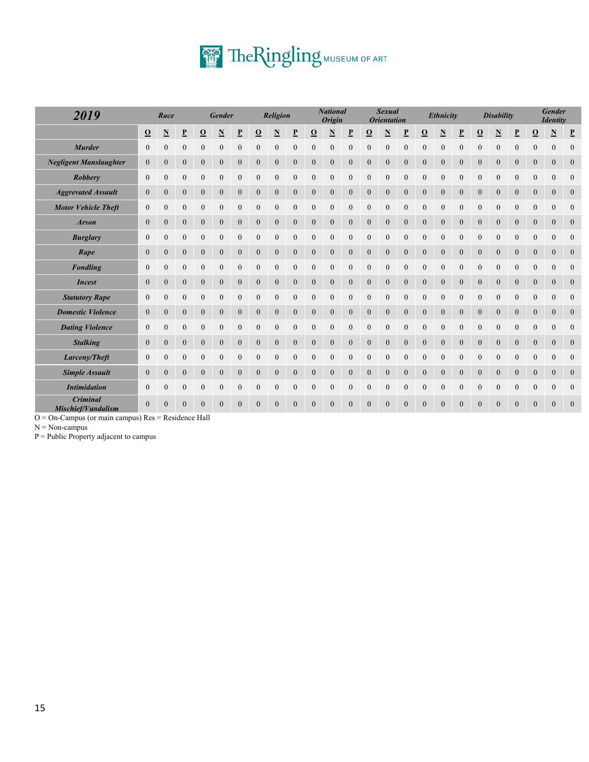| *2019* | *Race* | | | *Gender* | | | *Religion* | | | *National Origin* | | | *Sexual Orientation* | | | *Ethnicity* | | | *Disability* | | | *Gender Identity* | | |
|---|---|---|---|---|---|---|---|---|---|---|---|---|---|---|---|---|---|---|---|---|---|---|---|---|
| | **O** | **N** | **P** | **O** | **N** | **P** | **O** | **N** | **P** | **O** | **N** | **P** | **O** | **N** | **P** | **O** | **N** | **P** | **O** | **N** | **P** | **O** | **N** | **P** |
| ***Murder*** | 0 | 0 | 0 | 0 | 0 | 0 | 0 | 0 | 0 | 0 | 0 | 0 | 0 | 0 | 0 | 0 | 0 | 0 | 0 | 0 | 0 | 0 | 0 | 0 |
| ***Negligent Manslaughter*** | 0 | 0 | 0 | 0 | 0 | 0 | 0 | 0 | 0 | 0 | 0 | 0 | 0 | 0 | 0 | 0 | 0 | 0 | 0 | 0 | 0 | 0 | 0 | 0 |
| ***Robbery*** | 0 | 0 | 0 | 0 | 0 | 0 | 0 | 0 | 0 | 0 | 0 | 0 | 0 | 0 | 0 | 0 | 0 | 0 | 0 | 0 | 0 | 0 | 0 | 0 |
| ***Aggravated Assault*** | 0 | 0 | 0 | 0 | 0 | 0 | 0 | 0 | 0 | 0 | 0 | 0 | 0 | 0 | 0 | 0 | 0 | 0 | 0 | 0 | 0 | 0 | 0 | 0 |
| ***Motor Vehicle Theft*** | 0 | 0 | 0 | 0 | 0 | 0 | 0 | 0 | 0 | 0 | 0 | 0 | 0 | 0 | 0 | 0 | 0 | 0 | 0 | 0 | 0 | 0 | 0 | 0 |
| ***Arson*** | 0 | 0 | 0 | 0 | 0 | 0 | 0 | 0 | 0 | 0 | 0 | 0 | 0 | 0 | 0 | 0 | 0 | 0 | 0 | 0 | 0 | 0 | 0 | 0 |
| ***Burglary*** | 0 | 0 | 0 | 0 | 0 | 0 | 0 | 0 | 0 | 0 | 0 | 0 | 0 | 0 | 0 | 0 | 0 | 0 | 0 | 0 | 0 | 0 | 0 | 0 |
| ***Rape*** | 0 | 0 | 0 | 0 | 0 | 0 | 0 | 0 | 0 | 0 | 0 | 0 | 0 | 0 | 0 | 0 | 0 | 0 | 0 | 0 | 0 | 0 | 0 | 0 |
| ***Fondling*** | 0 | 0 | 0 | 0 | 0 | 0 | 0 | 0 | 0 | 0 | 0 | 0 | 0 | 0 | 0 | 0 | 0 | 0 | 0 | 0 | 0 | 0 | 0 | 0 |
| ***Incest*** | 0 | 0 | 0 | 0 | 0 | 0 | 0 | 0 | 0 | 0 | 0 | 0 | 0 | 0 | 0 | 0 | 0 | 0 | 0 | 0 | 0 | 0 | 0 | 0 |
| ***Statutory Rape*** | 0 | 0 | 0 | 0 | 0 | 0 | 0 | 0 | 0 | 0 | 0 | 0 | 0 | 0 | 0 | 0 | 0 | 0 | 0 | 0 | 0 | 0 | 0 | 0 |
| ***Domestic Violence*** | 0 | 0 | 0 | 0 | 0 | 0 | 0 | 0 | 0 | 0 | 0 | 0 | 0 | 0 | 0 | 0 | 0 | 0 | 0 | 0 | 0 | 0 | 0 | 0 |
| ***Dating Violence*** | 0 | 0 | 0 | 0 | 0 | 0 | 0 | 0 | 0 | 0 | 0 | 0 | 0 | 0 | 0 | 0 | 0 | 0 | 0 | 0 | 0 | 0 | 0 | 0 |
| ***Stalking*** | 0 | 0 | 0 | 0 | 0 | 0 | 0 | 0 | 0 | 0 | 0 | 0 | 0 | 0 | 0 | 0 | 0 | 0 | 0 | 0 | 0 | 0 | 0 | 0 |
| ***Larceny/Theft*** | 0 | 0 | 0 | 0 | 0 | 0 | 0 | 0 | 0 | 0 | 0 | 0 | 0 | 0 | 0 | 0 | 0 | 0 | 0 | 0 | 0 | 0 | 0 | 0 |
| ***Simple Assault*** | 0 | 0 | 0 | 0 | 0 | 0 | 0 | 0 | 0 | 0 | 0 | 0 | 0 | 0 | 0 | 0 | 0 | 0 | 0 | 0 | 0 | 0 | 0 | 0 |
| ***Intimidation*** | 0 | 0 | 0 | 0 | 0 | 0 | 0 | 0 | 0 | 0 | 0 | 0 | 0 | 0 | 0 | 0 | 0 | 0 | 0 | 0 | 0 | 0 | 0 | 0 |
| ***Criminal Mischief/Vandalism*** | 0 | 0 | 0 | 0 | 0 | 0 | 0 | 0 | 0 | 0 | 0 | 0 | 0 | 0 | 0 | 0 | 0 | 0 | 0 | 0 | 0 | 0 | 0 | 0 |

O = On-Campus (or main campus) Res = Residence Hall
N = Non-campus
P = Public Property adjacent to campus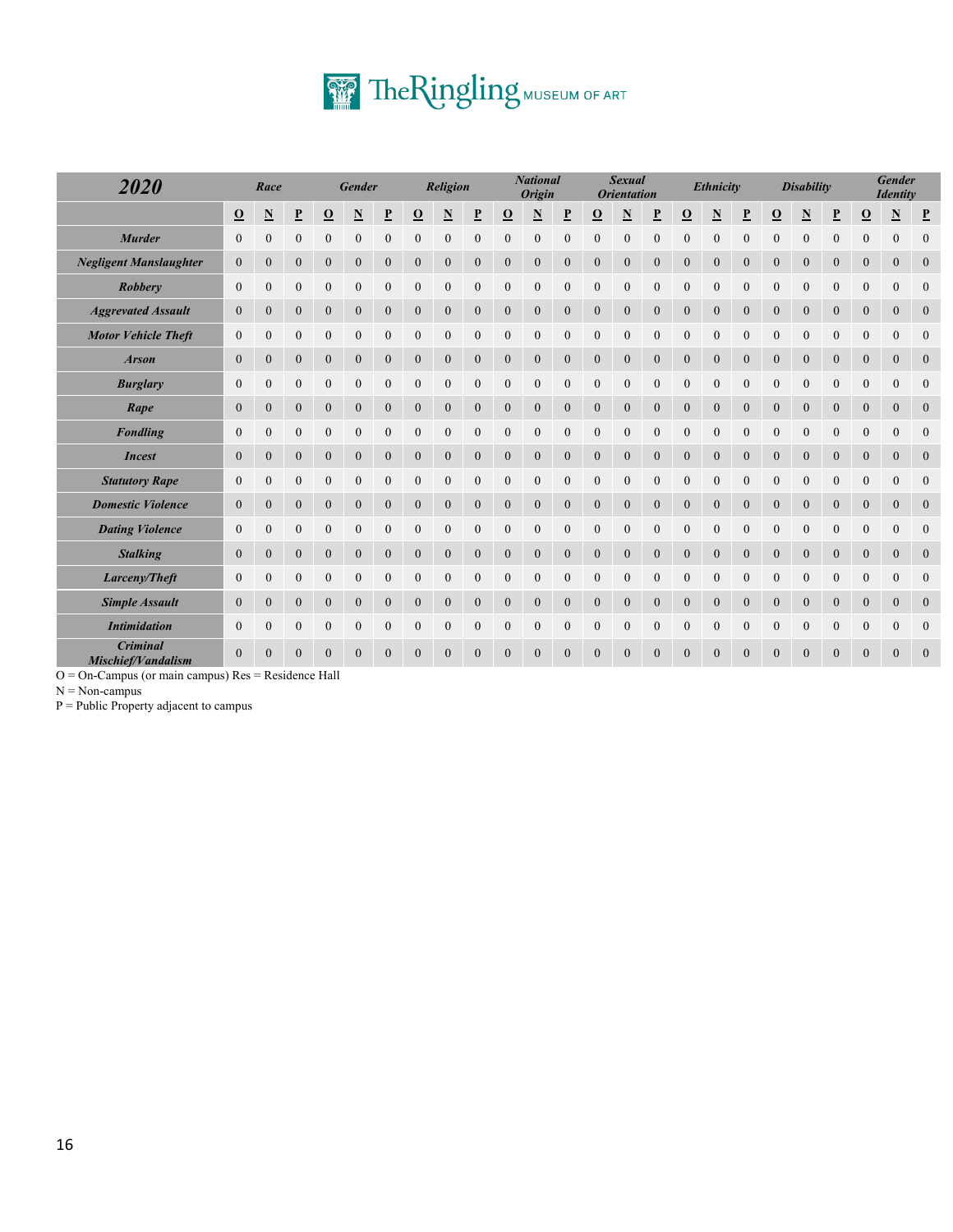| 2020 | Race | | | Gender | | | Religion | | | National Origin | | | Sexual Orientation | | | Ethnicity | | | Disability | | | Gender Identity | | |
|---|---|---|---|---|---|---|---|---|---|---|---|---|---|---|---|---|---|---|---|---|---|---|---|---|
| | O | N | P | O | N | P | O | N | P | O | N | P | O | N | P | O | N | P | O | N | P | O | N | P |
| Murder | 0 | 0 | 0 | 0 | 0 | 0 | 0 | 0 | 0 | 0 | 0 | 0 | 0 | 0 | 0 | 0 | 0 | 0 | 0 | 0 | 0 | 0 | 0 | 0 |
| Negligent Manslaughter | 0 | 0 | 0 | 0 | 0 | 0 | 0 | 0 | 0 | 0 | 0 | 0 | 0 | 0 | 0 | 0 | 0 | 0 | 0 | 0 | 0 | 0 | 0 | 0 |
| Robbery | 0 | 0 | 0 | 0 | 0 | 0 | 0 | 0 | 0 | 0 | 0 | 0 | 0 | 0 | 0 | 0 | 0 | 0 | 0 | 0 | 0 | 0 | 0 | 0 |
| Aggravated Assault | 0 | 0 | 0 | 0 | 0 | 0 | 0 | 0 | 0 | 0 | 0 | 0 | 0 | 0 | 0 | 0 | 0 | 0 | 0 | 0 | 0 | 0 | 0 | 0 |
| Motor Vehicle Theft | 0 | 0 | 0 | 0 | 0 | 0 | 0 | 0 | 0 | 0 | 0 | 0 | 0 | 0 | 0 | 0 | 0 | 0 | 0 | 0 | 0 | 0 | 0 | 0 |
| Arson | 0 | 0 | 0 | 0 | 0 | 0 | 0 | 0 | 0 | 0 | 0 | 0 | 0 | 0 | 0 | 0 | 0 | 0 | 0 | 0 | 0 | 0 | 0 | 0 |
| Burglary | 0 | 0 | 0 | 0 | 0 | 0 | 0 | 0 | 0 | 0 | 0 | 0 | 0 | 0 | 0 | 0 | 0 | 0 | 0 | 0 | 0 | 0 | 0 | 0 |
| Rape | 0 | 0 | 0 | 0 | 0 | 0 | 0 | 0 | 0 | 0 | 0 | 0 | 0 | 0 | 0 | 0 | 0 | 0 | 0 | 0 | 0 | 0 | 0 | 0 |
| Fondling | 0 | 0 | 0 | 0 | 0 | 0 | 0 | 0 | 0 | 0 | 0 | 0 | 0 | 0 | 0 | 0 | 0 | 0 | 0 | 0 | 0 | 0 | 0 | 0 |
| Incest | 0 | 0 | 0 | 0 | 0 | 0 | 0 | 0 | 0 | 0 | 0 | 0 | 0 | 0 | 0 | 0 | 0 | 0 | 0 | 0 | 0 | 0 | 0 | 0 |
| Statutory Rape | 0 | 0 | 0 | 0 | 0 | 0 | 0 | 0 | 0 | 0 | 0 | 0 | 0 | 0 | 0 | 0 | 0 | 0 | 0 | 0 | 0 | 0 | 0 | 0 |
| Domestic Violence | 0 | 0 | 0 | 0 | 0 | 0 | 0 | 0 | 0 | 0 | 0 | 0 | 0 | 0 | 0 | 0 | 0 | 0 | 0 | 0 | 0 | 0 | 0 | 0 |
| Dating Violence | 0 | 0 | 0 | 0 | 0 | 0 | 0 | 0 | 0 | 0 | 0 | 0 | 0 | 0 | 0 | 0 | 0 | 0 | 0 | 0 | 0 | 0 | 0 | 0 |
| Stalking | 0 | 0 | 0 | 0 | 0 | 0 | 0 | 0 | 0 | 0 | 0 | 0 | 0 | 0 | 0 | 0 | 0 | 0 | 0 | 0 | 0 | 0 | 0 | 0 |
| Larceny/Theft | 0 | 0 | 0 | 0 | 0 | 0 | 0 | 0 | 0 | 0 | 0 | 0 | 0 | 0 | 0 | 0 | 0 | 0 | 0 | 0 | 0 | 0 | 0 | 0 |
| Simple Assault | 0 | 0 | 0 | 0 | 0 | 0 | 0 | 0 | 0 | 0 | 0 | 0 | 0 | 0 | 0 | 0 | 0 | 0 | 0 | 0 | 0 | 0 | 0 | 0 |
| Intimidation | 0 | 0 | 0 | 0 | 0 | 0 | 0 | 0 | 0 | 0 | 0 | 0 | 0 | 0 | 0 | 0 | 0 | 0 | 0 | 0 | 0 | 0 | 0 | 0 |
| Criminal Mischief/Vandalism | 0 | 0 | 0 | 0 | 0 | 0 | 0 | 0 | 0 | 0 | 0 | 0 | 0 | 0 | 0 | 0 | 0 | 0 | 0 | 0 | 0 | 0 | 0 | 0 |

O = On-Campus (or main campus) Res = Residence Hall
N = Non-campus
P = Public Property adjacent to campus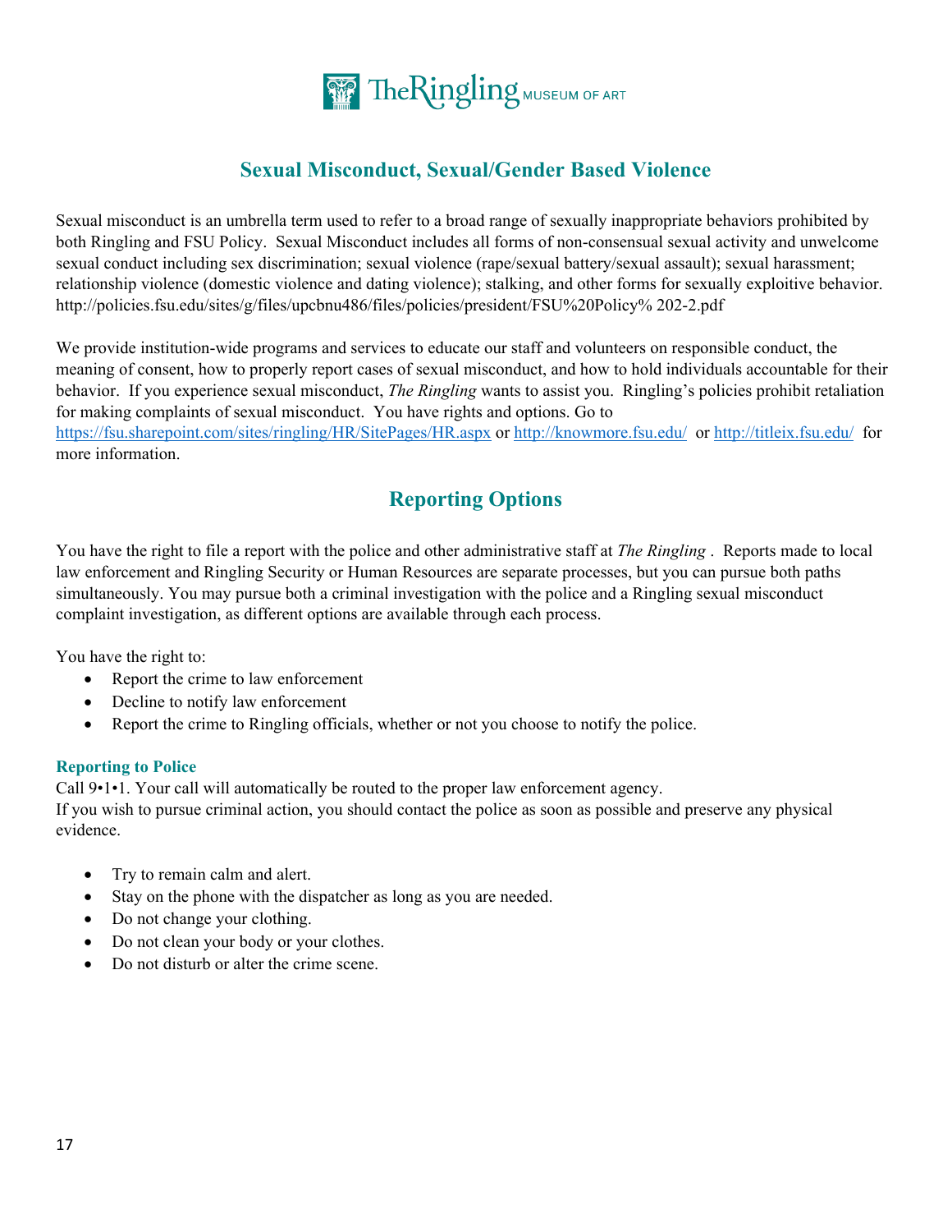## Sexual Misconduct, Sexual/Gender Based Violence

Sexual misconduct is an umbrella term used to refer to a broad range of sexually inappropriate behaviors prohibited by both Ringling and FSU Policy. Sexual Misconduct includes all forms of non-consensual sexual activity and unwelcome sexual conduct including sex discrimination; sexual violence (rape/sexual battery/sexual assault); sexual harassment; relationship violence (domestic violence and dating violence); stalking, and other forms for sexually exploitive behavior. http://policies.fsu.edu/sites/g/files/upcbnu486/files/policies/president/FSU%20Policy% 202-2.pdf

We provide institution-wide programs and services to educate our staff and volunteers on responsible conduct, the meaning of consent, how to properly report cases of sexual misconduct, and how to hold individuals accountable for their behavior. If you experience sexual misconduct, *The Ringling* wants to assist you. Ringling's policies prohibit retaliation for making complaints of sexual misconduct. You have rights and options. Go to https://fsu.sharepoint.com/sites/ringling/HR/SitePages/HR.aspx or http://knowmore.fsu.edu/ or http://titleix.fsu.edu/ for more information.

## Reporting Options

You have the right to file a report with the police and other administrative staff at *The Ringling* . Reports made to local law enforcement and Ringling Security or Human Resources are separate processes, but you can pursue both paths simultaneously. You may pursue both a criminal investigation with the police and a Ringling sexual misconduct complaint investigation, as different options are available through each process.

You have the right to:

- Report the crime to law enforcement
- Decline to notify law enforcement
- Report the crime to Ringling officials, whether or not you choose to notify the police.

### Reporting to Police

Call 9•1•1. Your call will automatically be routed to the proper law enforcement agency.
If you wish to pursue criminal action, you should contact the police as soon as possible and preserve any physical evidence.

- Try to remain calm and alert.
- Stay on the phone with the dispatcher as long as you are needed.
- Do not change your clothing.
- Do not clean your body or your clothes.
- Do not disturb or alter the crime scene.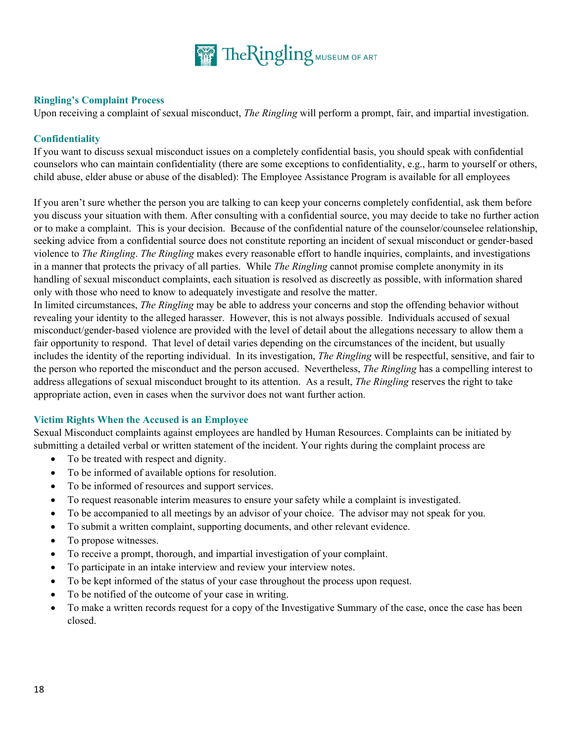### Ringling's Complaint Process

Upon receiving a complaint of sexual misconduct, *The Ringling* will perform a prompt, fair, and impartial investigation.

### Confidentiality

If you want to discuss sexual misconduct issues on a completely confidential basis, you should speak with confidential counselors who can maintain confidentiality (there are some exceptions to confidentiality, e.g., harm to yourself or others, child abuse, elder abuse or abuse of the disabled): The Employee Assistance Program is available for all employees

If you aren't sure whether the person you are talking to can keep your concerns completely confidential, ask them before you discuss your situation with them. After consulting with a confidential source, you may decide to take no further action or to make a complaint. This is your decision. Because of the confidential nature of the counselor/counselee relationship, seeking advice from a confidential source does not constitute reporting an incident of sexual misconduct or gender-based violence to *The Ringling*. *The Ringling* makes every reasonable effort to handle inquiries, complaints, and investigations in a manner that protects the privacy of all parties. While *The Ringling* cannot promise complete anonymity in its handling of sexual misconduct complaints, each situation is resolved as discreetly as possible, with information shared only with those who need to know to adequately investigate and resolve the matter.

In limited circumstances, *The Ringling* may be able to address your concerns and stop the offending behavior without revealing your identity to the alleged harasser. However, this is not always possible. Individuals accused of sexual misconduct/gender-based violence are provided with the level of detail about the allegations necessary to allow them a fair opportunity to respond. That level of detail varies depending on the circumstances of the incident, but usually includes the identity of the reporting individual. In its investigation, *The Ringling* will be respectful, sensitive, and fair to the person who reported the misconduct and the person accused. Nevertheless, *The Ringling* has a compelling interest to address allegations of sexual misconduct brought to its attention. As a result, *The Ringling* reserves the right to take appropriate action, even in cases when the survivor does not want further action.

### Victim Rights When the Accused is an Employee

Sexual Misconduct complaints against employees are handled by Human Resources. Complaints can be initiated by submitting a detailed verbal or written statement of the incident. Your rights during the complaint process are

- To be treated with respect and dignity.
- To be informed of available options for resolution.
- To be informed of resources and support services.
- To request reasonable interim measures to ensure your safety while a complaint is investigated.
- To be accompanied to all meetings by an advisor of your choice. The advisor may not speak for you.
- To submit a written complaint, supporting documents, and other relevant evidence.
- To propose witnesses.
- To receive a prompt, thorough, and impartial investigation of your complaint.
- To participate in an intake interview and review your interview notes.
- To be kept informed of the status of your case throughout the process upon request.
- To be notified of the outcome of your case in writing.
- To make a written records request for a copy of the Investigative Summary of the case, once the case has been closed.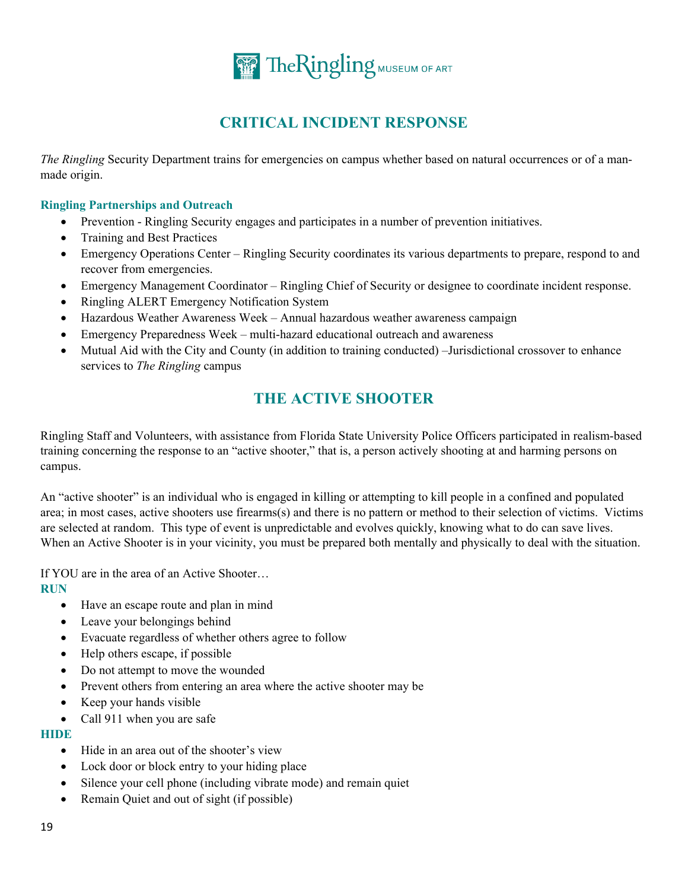# CRITICAL INCIDENT RESPONSE

*The Ringling* Security Department trains for emergencies on campus whether based on natural occurrences or of a man-made origin.

### Ringling Partnerships and Outreach

- Prevention - Ringling Security engages and participates in a number of prevention initiatives.
- Training and Best Practices
- Emergency Operations Center – Ringling Security coordinates its various departments to prepare, respond to and recover from emergencies.
- Emergency Management Coordinator – Ringling Chief of Security or designee to coordinate incident response.
- Ringling ALERT Emergency Notification System
- Hazardous Weather Awareness Week – Annual hazardous weather awareness campaign
- Emergency Preparedness Week – multi-hazard educational outreach and awareness
- Mutual Aid with the City and County (in addition to training conducted) –Jurisdictional crossover to enhance services to *The Ringling* campus

# THE ACTIVE SHOOTER

Ringling Staff and Volunteers, with assistance from Florida State University Police Officers participated in realism-based training concerning the response to an "active shooter," that is, a person actively shooting at and harming persons on campus.

An "active shooter" is an individual who is engaged in killing or attempting to kill people in a confined and populated area; in most cases, active shooters use firearms(s) and there is no pattern or method to their selection of victims. Victims are selected at random. This type of event is unpredictable and evolves quickly, knowing what to do can save lives. When an Active Shooter is in your vicinity, you must be prepared both mentally and physically to deal with the situation.

If YOU are in the area of an Active Shooter…

**RUN**

- Have an escape route and plan in mind
- Leave your belongings behind
- Evacuate regardless of whether others agree to follow
- Help others escape, if possible
- Do not attempt to move the wounded
- Prevent others from entering an area where the active shooter may be
- Keep your hands visible
- Call 911 when you are safe

**HIDE**

- Hide in an area out of the shooter's view
- Lock door or block entry to your hiding place
- Silence your cell phone (including vibrate mode) and remain quiet
- Remain Quiet and out of sight (if possible)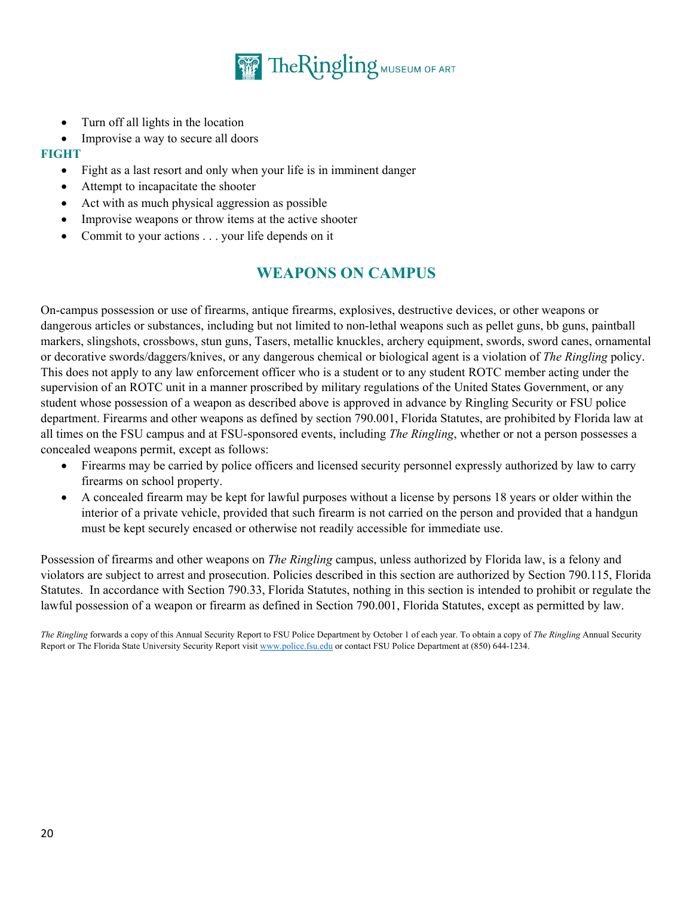- Turn off all lights in the location
- Improvise a way to secure all doors

**FIGHT**

- Fight as a last resort and only when your life is in imminent danger
- Attempt to incapacitate the shooter
- Act with as much physical aggression as possible
- Improvise weapons or throw items at the active shooter
- Commit to your actions . . . your life depends on it

## WEAPONS ON CAMPUS

On-campus possession or use of firearms, antique firearms, explosives, destructive devices, or other weapons or dangerous articles or substances, including but not limited to non-lethal weapons such as pellet guns, bb guns, paintball markers, slingshots, crossbows, stun guns, Tasers, metallic knuckles, archery equipment, swords, sword canes, ornamental or decorative swords/daggers/knives, or any dangerous chemical or biological agent is a violation of *The Ringling* policy. This does not apply to any law enforcement officer who is a student or to any student ROTC member acting under the supervision of an ROTC unit in a manner proscribed by military regulations of the United States Government, or any student whose possession of a weapon as described above is approved in advance by Ringling Security or FSU police department. Firearms and other weapons as defined by section 790.001, Florida Statutes, are prohibited by Florida law at all times on the FSU campus and at FSU-sponsored events, including *The Ringling*, whether or not a person possesses a concealed weapons permit, except as follows:

- Firearms may be carried by police officers and licensed security personnel expressly authorized by law to carry firearms on school property.
- A concealed firearm may be kept for lawful purposes without a license by persons 18 years or older within the interior of a private vehicle, provided that such firearm is not carried on the person and provided that a handgun must be kept securely encased or otherwise not readily accessible for immediate use.

Possession of firearms and other weapons on *The Ringling* campus, unless authorized by Florida law, is a felony and violators are subject to arrest and prosecution. Policies described in this section are authorized by Section 790.115, Florida Statutes. In accordance with Section 790.33, Florida Statutes, nothing in this section is intended to prohibit or regulate the lawful possession of a weapon or firearm as defined in Section 790.001, Florida Statutes, except as permitted by law.

*The Ringling* forwards a copy of this Annual Security Report to FSU Police Department by October 1 of each year. To obtain a copy of *The Ringling* Annual Security Report or The Florida State University Security Report visit www.police.fsu.edu or contact FSU Police Department at (850) 644-1234.